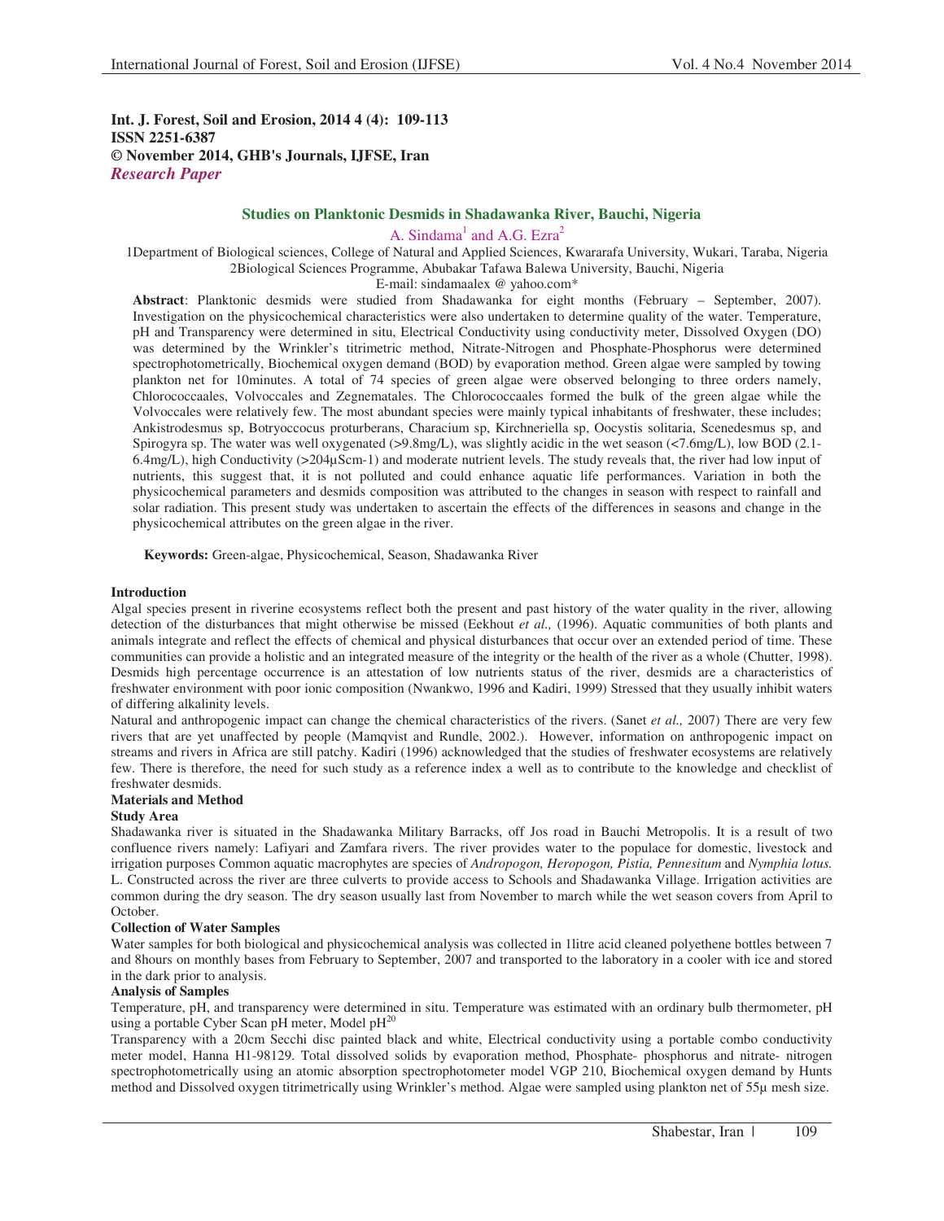**Int. J. Forest, Soil and Erosion, 2014 4 (4): 109-113**
**ISSN 2251-6387**
**© November 2014, GHB's Journals, IJFSE, Iran**
***Research Paper***

## Studies on Planktonic Desmids in Shadawanka River, Bauchi, Nigeria

A. Sindama[1] and A.G. Ezra[2]

1Department of Biological sciences, College of Natural and Applied Sciences, Kwararafa University, Wukari, Taraba, Nigeria
2Biological Sciences Programme, Abubakar Tafawa Balewa University, Bauchi, Nigeria
E-mail: sindamaalex @ yahoo.com*

**Abstract**: Planktonic desmids were studied from Shadawanka for eight months (February – September, 2007). Investigation on the physicochemical characteristics were also undertaken to determine quality of the water. Temperature, pH and Transparency were determined in situ, Electrical Conductivity using conductivity meter, Dissolved Oxygen (DO) was determined by the Wrinkler's titrimetric method, Nitrate-Nitrogen and Phosphate-Phosphorus were determined spectrophotometrically, Biochemical oxygen demand (BOD) by evaporation method. Green algae were sampled by towing plankton net for 10minutes. A total of 74 species of green algae were observed belonging to three orders namely, Chlorococcaales, Volvoccales and Zegnematales. The Chlorococcaales formed the bulk of the green algae while the Volvoccales were relatively few. The most abundant species were mainly typical inhabitants of freshwater, these includes; Ankistrodesmus sp, Botryoccocus proturberans, Characium sp, Kirchneriella sp, Oocystis solitaria, Scenedesmus sp, and Spirogyra sp. The water was well oxygenated (>9.8mg/L), was slightly acidic in the wet season (<7.6mg/L), low BOD (2.1-6.4mg/L), high Conductivity (>204µScm-1) and moderate nutrient levels. The study reveals that, the river had low input of nutrients, this suggest that, it is not polluted and could enhance aquatic life performances. Variation in both the physicochemical parameters and desmids composition was attributed to the changes in season with respect to rainfall and solar radiation. This present study was undertaken to ascertain the effects of the differences in seasons and change in the physicochemical attributes on the green algae in the river.

**Keywords:** Green-algae, Physicochemical, Season, Shadawanka River

### Introduction

Algal species present in riverine ecosystems reflect both the present and past history of the water quality in the river, allowing detection of the disturbances that might otherwise be missed (Eekhout *et al.,* (1996). Aquatic communities of both plants and animals integrate and reflect the effects of chemical and physical disturbances that occur over an extended period of time. These communities can provide a holistic and an integrated measure of the integrity or the health of the river as a whole (Chutter, 1998). Desmids high percentage occurrence is an attestation of low nutrients status of the river, desmids are a characteristics of freshwater environment with poor ionic composition (Nwankwo, 1996 and Kadiri, 1999) Stressed that they usually inhibit waters of differing alkalinity levels.

Natural and anthropogenic impact can change the chemical characteristics of the rivers. (Sanet *et al.,* 2007) There are very few rivers that are yet unaffected by people (Mamqvist and Rundle, 2002.). However, information on anthropogenic impact on streams and rivers in Africa are still patchy. Kadiri (1996) acknowledged that the studies of freshwater ecosystems are relatively few. There is therefore, the need for such study as a reference index a well as to contribute to the knowledge and checklist of freshwater desmids.

### Materials and Method

#### Study Area

Shadawanka river is situated in the Shadawanka Military Barracks, off Jos road in Bauchi Metropolis. It is a result of two confluence rivers namely: Lafiyari and Zamfara rivers. The river provides water to the populace for domestic, livestock and irrigation purposes Common aquatic macrophytes are species of *Andropogon, Heropogon, Pistia, Pennesitum* and *Nymphia lotus.* L. Constructed across the river are three culverts to provide access to Schools and Shadawanka Village. Irrigation activities are common during the dry season. The dry season usually last from November to march while the wet season covers from April to October.

#### Collection of Water Samples

Water samples for both biological and physicochemical analysis was collected in 1litre acid cleaned polyethene bottles between 7 and 8hours on monthly bases from February to September, 2007 and transported to the laboratory in a cooler with ice and stored in the dark prior to analysis.

#### Analysis of Samples

Temperature, pH, and transparency were determined in situ. Temperature was estimated with an ordinary bulb thermometer, pH using a portable Cyber Scan pH meter, Model pH[20]

Transparency with a 20cm Secchi disc painted black and white, Electrical conductivity using a portable combo conductivity meter model, Hanna H1-98129. Total dissolved solids by evaporation method, Phosphate- phosphorus and nitrate- nitrogen spectrophotometrically using an atomic absorption spectrophotometer model VGP 210, Biochemical oxygen demand by Hunts method and Dissolved oxygen titrimetrically using Wrinkler's method. Algae were sampled using plankton net of 55µ mesh size.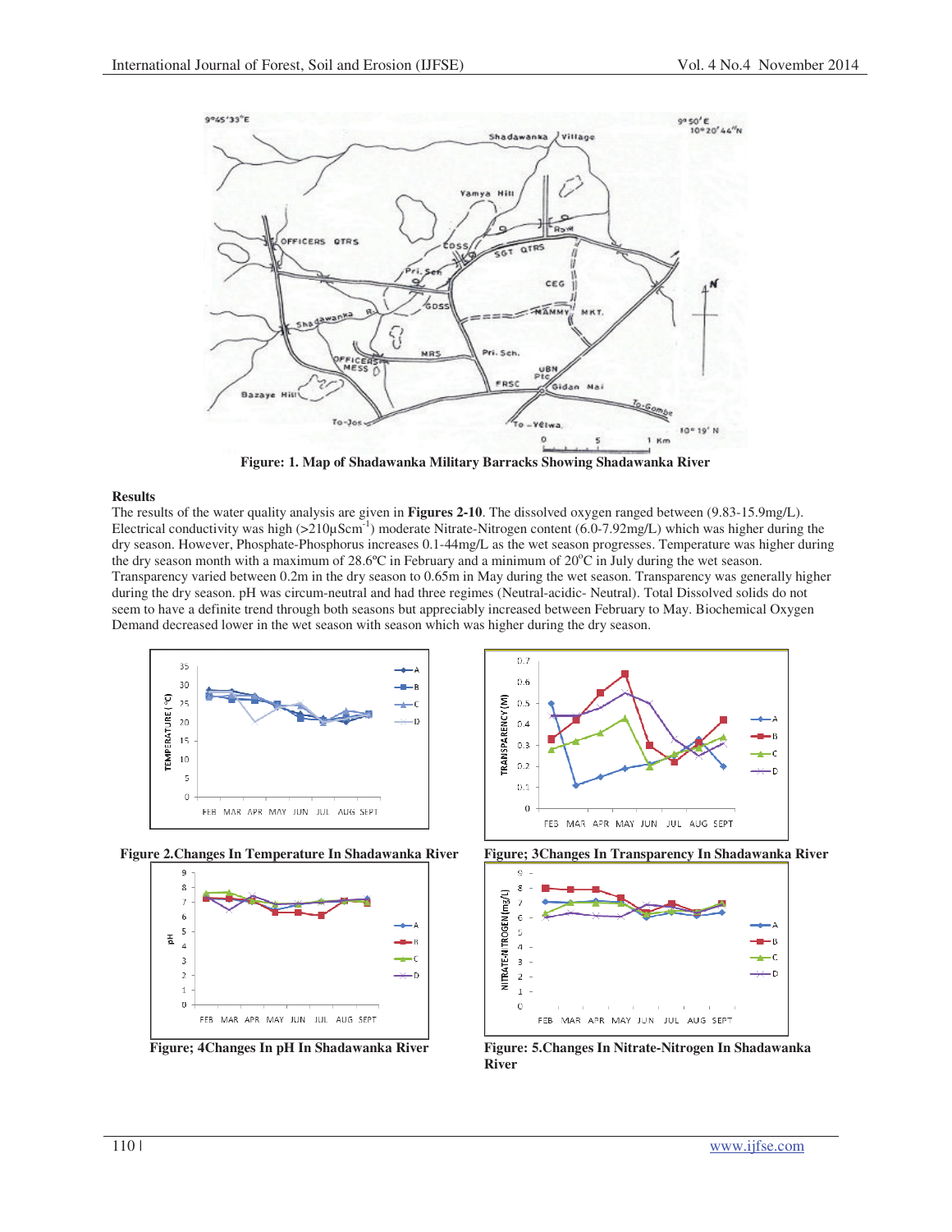Figure: 1. Map of Shadawanka Military Barracks Showing Shadawanka River

## Results

The results of the water quality analysis are given in **Figures 2-10**. The dissolved oxygen ranged between (9.83-15.9mg/L). Electrical conductivity was high (>210µScm$^{-1}$) moderate Nitrate-Nitrogen content (6.0-7.92mg/L) which was higher during the dry season. However, Phosphate-Phosphorus increases 0.1-44mg/L as the wet season progresses. Temperature was higher during the dry season month with a maximum of 28.6ºC in February and a minimum of 20$^{o}$C in July during the wet season. Transparency varied between 0.2m in the dry season to 0.65m in May during the wet season. Transparency was generally higher during the dry season. pH was circum-neutral and had three regimes (Neutral-acidic- Neutral). Total Dissolved solids do not seem to have a definite trend through both seasons but appreciably increased between February to May. Biochemical Oxygen Demand decreased lower in the wet season with season which was higher during the dry season.

**Figure 2.Changes In Temperature In Shadawanka River**

**Figure; 3Changes In Transparency In Shadawanka River**

**Figure; 4Changes In pH In Shadawanka River**

**Figure: 5.Changes In Nitrate-Nitrogen In Shadawanka River**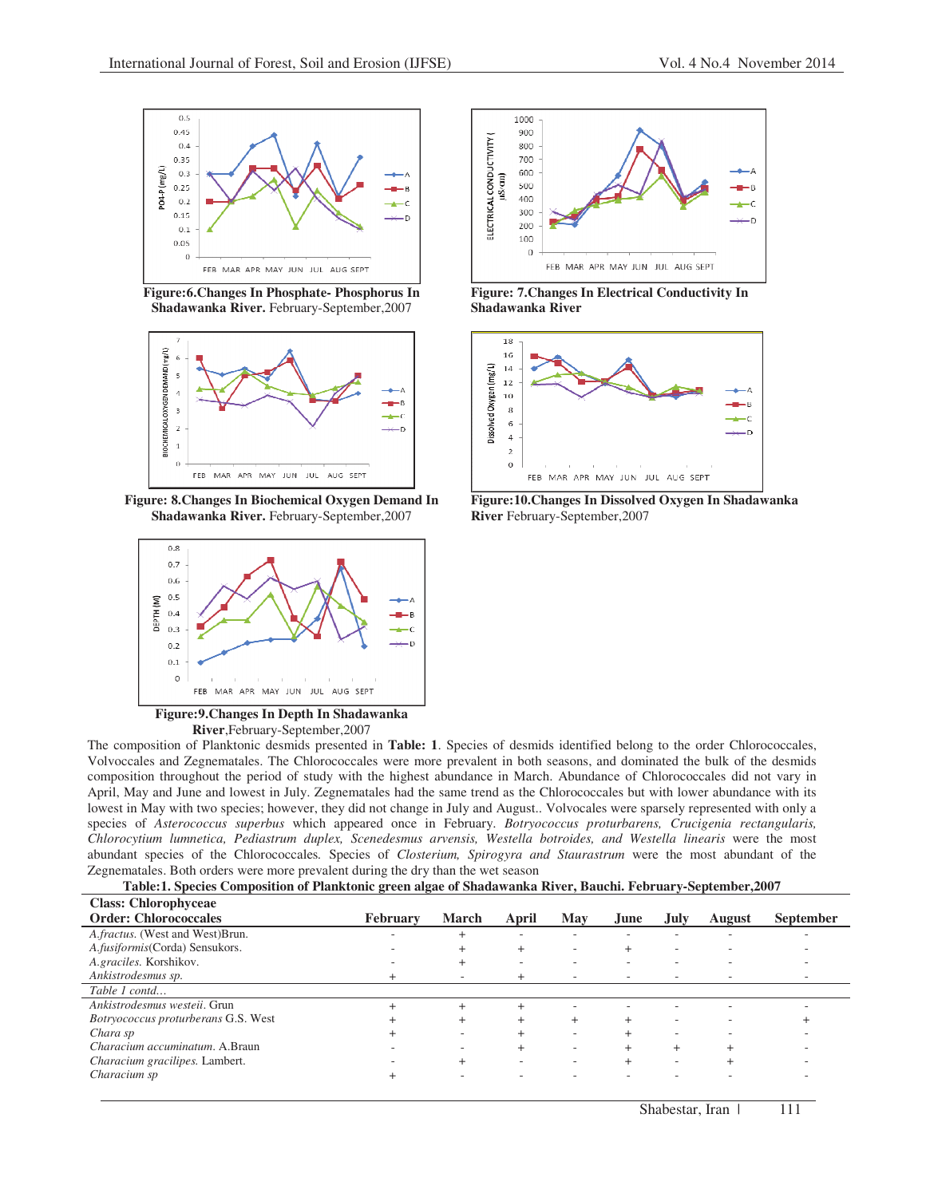Figure:6.Changes In Phosphate- Phosphorus In **Shadawanka River.** February-September,2007

**Figure: 7.Changes In Electrical Conductivity In Shadawanka River**

**Figure: 8.Changes In Biochemical Oxygen Demand In Shadawanka River.** February-September,2007

**Figure:10.Changes In Dissolved Oxygen In Shadawanka River** February-September,2007

**Figure:9.Changes In Depth In Shadawanka River**,February-September,2007

The composition of Planktonic desmids presented in **Table: 1**. Species of desmids identified belong to the order Chlorococcales, Volvoccales and Zegnematales. The Chlorococcales were more prevalent in both seasons, and dominated the bulk of the desmids composition throughout the period of study with the highest abundance in March. Abundance of Chlorococcales did not vary in April, May and June and lowest in July. Zegnematales had the same trend as the Chlorococcales but with lower abundance with its lowest in May with two species; however, they did not change in July and August.. Volvocales were sparsely represented with only a species of *Asterococcus superbus* which appeared once in February. *Botryococcus proturbarens, Crucigenia rectangularis, Chlorocytium lumnetica, Pediastrum duplex, Scenedesmus arvensis, Westella botroides, and Westella linearis* were the most abundant species of the Chlorococcales. Species of *Closterium, Spirogyra and Staurastrum* were the most abundant of the Zegnematales. Both orders were more prevalent during the dry than the wet season

**Table:1. Species Composition of Planktonic green algae of Shadawanka River, Bauchi. February-September,2007**

| **Class: Chlorophyceae**<br>**Order: Chlorococcales** | **February** | **March** | **April** | **May** | **June** | **July** | **August** | **September** |
|---|---|---|---|---|---|---|---|---|
| *A.fractus.* (West and West)Brun. | - | + | - | - | - | - | - | - |
| *A.fusiformis*(Corda) Sensukors. | - | + | + | - | + | - | - | - |
| *A.graciles.* Korshikov. | - | + | - | - | - | - | - | - |
| *Ankistrodesmus sp.* | + | - | + | - | - | - | - | - |
| *Table 1 contd…* | | | | | | | | |
| *Ankistrodesmus westeii*. Grun | + | + | + | - | - | - | - | - |
| *Botryococcus proturberans* G.S. West | + | + | + | + | + | - | - | + |
| *Chara sp* | + | - | + | - | + | - | - | - |
| *Characium accuminatum*. A.Braun | - | - | + | - | + | + | + | - |
| *Characium gracilipes.* Lambert. | - | + | - | - | + | - | + | - |
| *Characium sp* | + | - | - | - | - | - | - | - |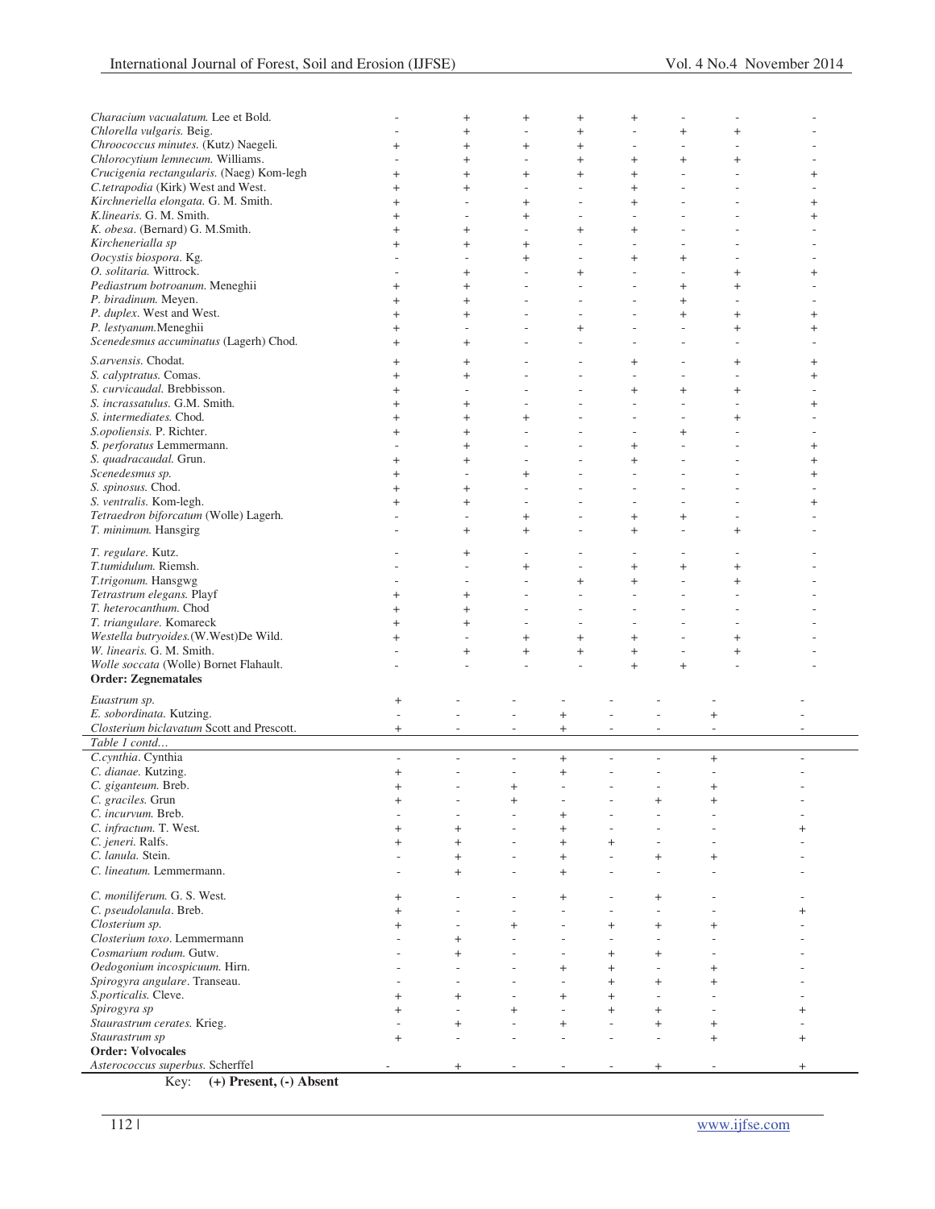| | | | | | | | | |
|---|---|---|---|---|---|---|---|---|
| *Characium vacualatum.* Lee et Bold. | - | + | + | + | + | - | - | - |
| *Chlorella vulgaris.* Beig. | - | + | - | + | - | + | + | - |
| *Chroococcus minutes.* (Kutz) Naegeli. | + | + | + | + | - | - | - | - |
| *Chlorocytium lemnecum.* Williams. | - | + | - | + | + | + | + | - |
| *Crucigenia rectangularis.* (Naeg) Kom-legh | + | + | + | + | + | - | - | + |
| *C.tetrapodia* (Kirk) West and West. | + | + | - | - | + | - | - | - |
| *Kirchneriella elongata.* G. M. Smith. | + | - | + | - | + | - | - | + |
| *K.linearis.* G. M. Smith. | + | - | + | - | - | - | - | + |
| *K. obesa*. (Bernard) G. M.Smith. | + | + | - | + | + | - | - | - |
| *Kirchenerialla sp* | + | + | + | - | - | - | - | - |
| *Oocystis biospora*. Kg. | - | - | + | - | + | + | - | - |
| *O. solitaria.* Wittrock. | - | + | - | + | - | - | + | + |
| *Pediastrum botroanum.* Meneghii | + | + | - | - | - | + | + | - |
| *P. biradinum.* Meyen. | + | + | - | - | - | + | - | - |
| *P. duplex*. West and West. | + | + | - | - | - | + | + | + |
| *P. lestyanum.*Meneghii | + | - | - | + | - | - | + | + |
| *Scenedesmus accuminatus* (Lagerh) Chod. | + | + | - | - | - | - | - | - |
| *S.arvensis.* Chodat. | + | + | - | - | + | - | + | + |
| *S. calyptratus.* Comas. | + | + | - | - | - | - | - | + |
| *S. curvicaudal.* Brebbisson. | + | - | - | - | + | + | + | - |
| *S. incrassatulus.* G.M. Smith. | + | + | - | - | - | - | - | + |
| *S. intermediates.* Chod. | + | + | + | - | - | - | + | - |
| *S.opoliensis.* P. Richter. | + | + | - | - | - | + | - | - |
| *S. perforatus* Lemmermann. | - | + | - | - | + | - | - | + |
| *S. quadracaudal.* Grun. | + | + | - | - | + | - | - | + |
| *Scenedesmus sp.* | + | - | + | - | - | - | - | + |
| *S. spinosus.* Chod. | + | + | - | - | - | - | - | - |
| *S. ventralis.* Kom-legh. | + | + | - | - | - | - | - | + |
| *Tetraedron biforcatum* (Wolle) Lagerh. | - | - | + | - | + | + | - | - |
| *T. minimum.* Hansgirg | - | + | + | - | + | - | + | - |
| *T. regulare.* Kutz. | - | + | - | - | - | - | - | - |
| *T.tumidulum.* Riemsh. | - | - | + | - | + | + | + | - |
| *T.trigonum.* Hansgwg | - | - | - | + | + | - | + | - |
| *Tetrastrum elegans.* Playf | + | + | - | - | - | - | - | - |
| *T. heterocanthum.* Chod | + | + | - | - | - | - | - | - |
| *T. triangulare.* Komareck | + | + | - | - | - | - | - | - |
| *Westella butryoides.*(W.West)De Wild. | + | - | + | + | + | - | + | - |
| *W. linearis.* G. M. Smith. | - | + | + | + | + | - | + | - |
| *Wolle soccata* (Wolle) Bornet Flahault. | - | - | - | - | + | + | - | - |
| **Order: Zegnematales** | | | | | | | | |
| *Euastrum sp.* | + | - | - | - | - | - | - | - |
| *E. sobordinata.* Kutzing. | - | - | - | + | - | - | + | - |
| *Closterium biclavatum* Scott and Prescott. | + | - | - | + | - | - | - | - |
| *Table 1 contd…* | | | | | | | | |
| *C.cynthia*. Cynthia | - | - | - | + | - | - | + | - |
| *C. dianae.* Kutzing. | + | - | - | + | - | - | - | - |
| *C. giganteum.* Breb. | + | - | + | - | - | - | + | - |
| *C. graciles.* Grun | + | - | + | - | - | + | + | - |
| *C. incurvum.* Breb. | - | - | - | + | - | - | - | - |
| *C. infractum.* T. West. | + | + | - | + | - | - | - | + |
| *C. jeneri.* Ralfs. | + | + | - | + | + | - | - | - |
| *C. lanula.* Stein. | - | + | - | + | - | + | + | - |
| *C. lineatum.* Lemmermann. | - | + | - | + | - | - | - | - |
| *C. moniliferum.* G. S. West. | + | - | - | + | - | + | - | - |
| *C. pseudolanula*. Breb. | + | - | - | - | - | - | - | + |
| *Closterium sp.* | + | - | + | - | + | + | + | - |
| *Closterium toxo*. Lemmermann | - | + | - | - | - | - | - | - |
| *Cosmarium rodum.* Gutw. | - | + | - | - | + | + | - | - |
| *Oedogonium incospicuum.* Hirn. | - | - | - | + | + | - | + | - |
| *Spirogyra angulare*. Transeau. | - | - | - | - | + | + | + | - |
| *S.porticalis.* Cleve. | + | + | - | + | + | - | - | - |
| *Spirogyra sp* | + | - | + | - | + | + | - | + |
| *Staurastrum cerates.* Krieg. | - | + | - | + | - | + | + | - |
| *Staurastrum sp* | + | - | - | - | - | - | + | + |
| **Order: Volvocales** | | | | | | | | |
| *Asterococcus superbus.* Scherffel | - | + | - | - | - | + | - | + |

Key: **(+) Present, (-) Absent**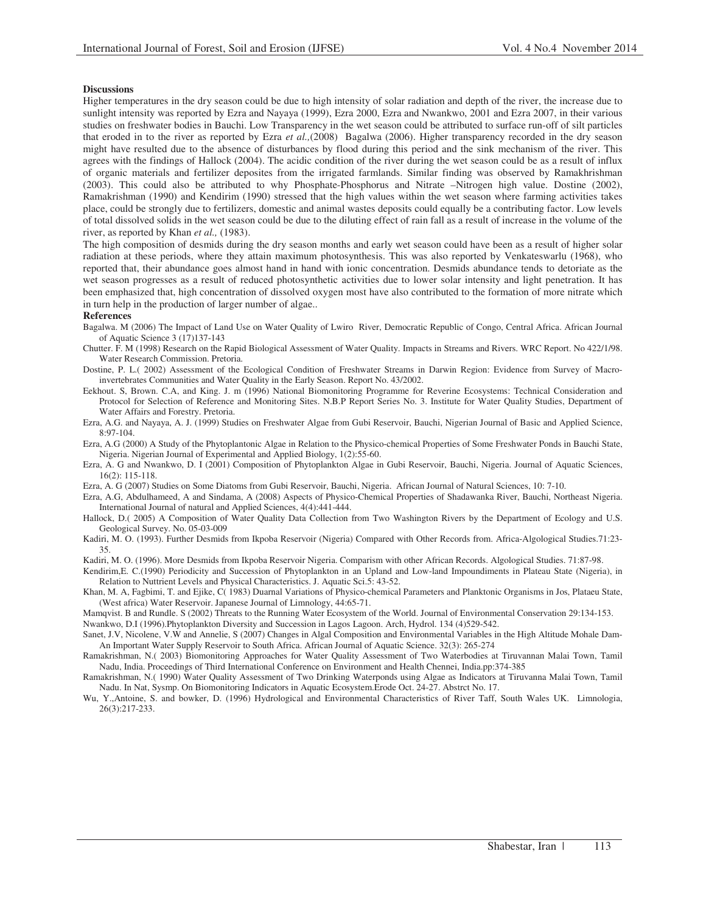**Discussions**

Higher temperatures in the dry season could be due to high intensity of solar radiation and depth of the river, the increase due to sunlight intensity was reported by Ezra and Nayaya (1999), Ezra 2000, Ezra and Nwankwo, 2001 and Ezra 2007, in their various studies on freshwater bodies in Bauchi. Low Transparency in the wet season could be attributed to surface run-off of silt particles that eroded in to the river as reported by Ezra *et al.,*(2008) Bagalwa (2006). Higher transparency recorded in the dry season might have resulted due to the absence of disturbances by flood during this period and the sink mechanism of the river. This agrees with the findings of Hallock (2004). The acidic condition of the river during the wet season could be as a result of influx of organic materials and fertilizer deposites from the irrigated farmlands. Similar finding was observed by Ramakhrishman (2003). This could also be attributed to why Phosphate-Phosphorus and Nitrate –Nitrogen high value. Dostine (2002), Ramakrishman (1990) and Kendirim (1990) stressed that the high values within the wet season where farming activities takes place, could be strongly due to fertilizers, domestic and animal wastes deposits could equally be a contributing factor. Low levels of total dissolved solids in the wet season could be due to the diluting effect of rain fall as a result of increase in the volume of the river, as reported by Khan *et al.,* (1983).

The high composition of desmids during the dry season months and early wet season could have been as a result of higher solar radiation at these periods, where they attain maximum photosynthesis. This was also reported by Venkateswarlu (1968), who reported that, their abundance goes almost hand in hand with ionic concentration. Desmids abundance tends to detoriate as the wet season progresses as a result of reduced photosynthetic activities due to lower solar intensity and light penetration. It has been emphasized that, high concentration of dissolved oxygen most have also contributed to the formation of more nitrate which in turn help in the production of larger number of algae..

**References**

Bagalwa. M (2006) The Impact of Land Use on Water Quality of Lwiro River, Democratic Republic of Congo, Central Africa. African Journal of Aquatic Science 3 (17)137-143

Chutter. F. M (1998) Research on the Rapid Biological Assessment of Water Quality. Impacts in Streams and Rivers. WRC Report. No 422/1/98. Water Research Commission. Pretoria.

Dostine, P. L.( 2002) Assessment of the Ecological Condition of Freshwater Streams in Darwin Region: Evidence from Survey of Macro-invertebrates Communities and Water Quality in the Early Season. Report No. 43/2002.

Eekhout. S, Brown. C.A, and King. J. m (1996) National Biomonitoring Programme for Reverine Ecosystems: Technical Consideration and Protocol for Selection of Reference and Monitoring Sites. N.B.P Report Series No. 3. Institute for Water Quality Studies, Department of Water Affairs and Forestry. Pretoria.

Ezra, A.G. and Nayaya, A. J. (1999) Studies on Freshwater Algae from Gubi Reservoir, Bauchi, Nigerian Journal of Basic and Applied Science, 8:97-104.

Ezra, A.G (2000) A Study of the Phytoplantonic Algae in Relation to the Physico-chemical Properties of Some Freshwater Ponds in Bauchi State, Nigeria. Nigerian Journal of Experimental and Applied Biology, 1(2):55-60.

Ezra, A. G and Nwankwo, D. I (2001) Composition of Phytoplankton Algae in Gubi Reservoir, Bauchi, Nigeria. Journal of Aquatic Sciences, 16(2): 115-118.

Ezra, A. G (2007) Studies on Some Diatoms from Gubi Reservoir, Bauchi, Nigeria. African Journal of Natural Sciences, 10: 7-10.

Ezra, A.G, Abdulhameed, A and Sindama, A (2008) Aspects of Physico-Chemical Properties of Shadawanka River, Bauchi, Northeast Nigeria. International Journal of natural and Applied Sciences, 4(4):441-444.

Hallock, D.( 2005) A Composition of Water Quality Data Collection from Two Washington Rivers by the Department of Ecology and U.S. Geological Survey. No. 05-03-009

Kadiri, M. O. (1993). Further Desmids from Ikpoba Reservoir (Nigeria) Compared with Other Records from. Africa-Algological Studies.71:23-35.

Kadiri, M. O. (1996). More Desmids from Ikpoba Reservoir Nigeria. Comparism with other African Records. Algological Studies. 71:87-98.

Kendirim,E. C.(1990) Periodicity and Succession of Phytoplankton in an Upland and Low-land Impoundiments in Plateau State (Nigeria), in Relation to Nuttrient Levels and Physical Characteristics. J. Aquatic Sci.5: 43-52.

Khan, M. A, Fagbimi, T. and Ejike, C( 1983) Duarnal Variations of Physico-chemical Parameters and Planktonic Organisms in Jos, Plataeu State, (West africa) Water Reservoir. Japanese Journal of Limnology, 44:65-71.

Mamqvist. B and Rundle. S (2002) Threats to the Running Water Ecosystem of the World. Journal of Environmental Conservation 29:134-153.

Nwankwo, D.I (1996).Phytoplankton Diversity and Succession in Lagos Lagoon. Arch, Hydrol. 134 (4)529-542.

Sanet, J.V, Nicolene, V.W and Annelie, S (2007) Changes in Algal Composition and Environmental Variables in the High Altitude Mohale Dam- An Important Water Supply Reservoir to South Africa. African Journal of Aquatic Science. 32(3): 265-274

Ramakrishman, N.( 2003) Biomonitoring Approaches for Water Quality Assessment of Two Waterbodies at Tiruvannan Malai Town, Tamil Nadu, India. Proceedings of Third International Conference on Environment and Health Chennei, India.pp:374-385

Ramakrishman, N.( 1990) Water Quality Assessment of Two Drinking Waterponds using Algae as Indicators at Tiruvanna Malai Town, Tamil Nadu. In Nat, Sysmp. On Biomonitoring Indicators in Aquatic Ecosystem.Erode Oct. 24-27. Abstrct No. 17.

Wu, Y.,Antoine, S. and bowker, D. (1996) Hydrological and Environmental Characteristics of River Taff, South Wales UK. Limnologia, 26(3):217-233.